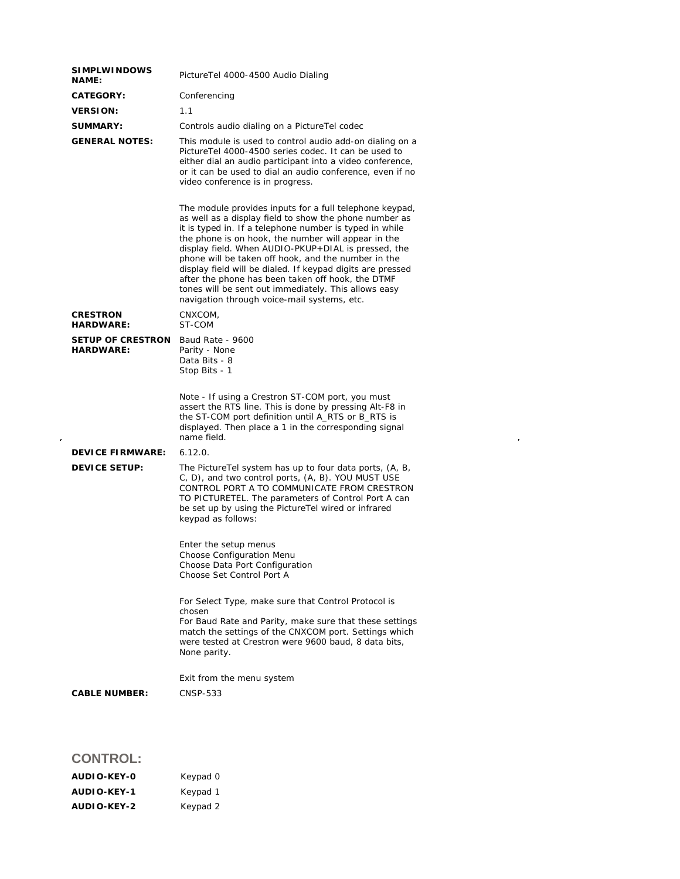| | |
|---|---|
| **SIMPLWINDOWS NAME:** | PictureTel 4000-4500 Audio Dialing |
| **CATEGORY:** | Conferencing |
| **VERSION:** | 1.1 |
| **SUMMARY:** | Controls audio dialing on a PictureTel codec |
| **GENERAL NOTES:** | This module is used to control audio add-on dialing on a PictureTel 4000-4500 series codec. It can be used to either dial an audio participant into a video conference, or it can be used to dial an audio conference, even if no video conference is in progress.<br><br>The module provides inputs for a full telephone keypad, as well as a display field to show the phone number as it is typed in. If a telephone number is typed in while the phone is on hook, the number will appear in the display field. When AUDIO-PKUP+DIAL is pressed, the phone will be taken off hook, and the number in the display field will be dialed. If keypad digits are pressed after the phone has been taken off hook, the DTMF tones will be sent out immediately. This allows easy navigation through voice-mail systems, etc. |
| **CRESTRON HARDWARE:** | CNXCOM,<br>ST-COM |
| **SETUP OF CRESTRON HARDWARE:** | Baud Rate - 9600<br>Parity - None<br>Data Bits - 8<br>Stop Bits - 1<br><br>Note - If using a Crestron ST-COM port, you must assert the RTS line. This is done by pressing Alt-F8 in the ST-COM port definition until A_RTS or B_RTS is displayed. Then place a 1 in the corresponding signal name field. |
| **DEVICE FIRMWARE:** | 6.12.0. |
| **DEVICE SETUP:** | The PictureTel system has up to four data ports, (A, B, C, D), and two control ports, (A, B). YOU MUST USE CONTROL PORT A TO COMMUNICATE FROM CRESTRON TO PICTURETEL. The parameters of Control Port A can be set up by using the PictureTel wired or infrared keypad as follows:<br><br>Enter the setup menus<br>Choose Configuration Menu<br>Choose Data Port Configuration<br>Choose Set Control Port A<br><br>For Select Type, make sure that Control Protocol is chosen<br>For Baud Rate and Parity, make sure that these settings match the settings of the CNXCOM port. Settings which were tested at Crestron were 9600 baud, 8 data bits, None parity.<br><br>Exit from the menu system |
| **CABLE NUMBER:** | CNSP-533 |

## CONTROL:

| | |
|---|---|
| **AUDIO-KEY-0** | Keypad 0 |
| **AUDIO-KEY-1** | Keypad 1 |
| **AUDIO-KEY-2** | Keypad 2 |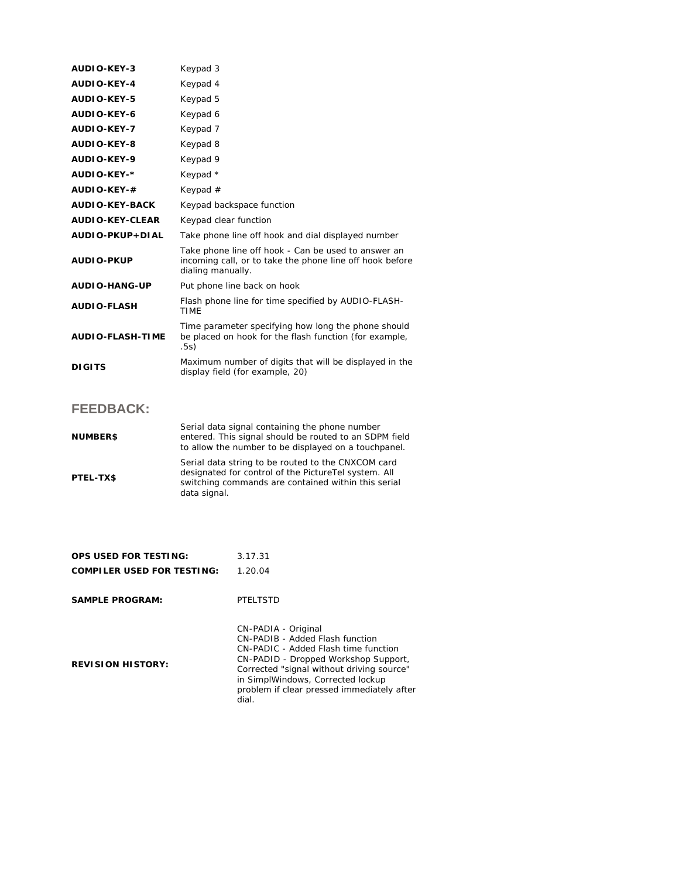| | |
|---|---|
| **AUDIO-KEY-3** | Keypad 3 |
| **AUDIO-KEY-4** | Keypad 4 |
| **AUDIO-KEY-5** | Keypad 5 |
| **AUDIO-KEY-6** | Keypad 6 |
| **AUDIO-KEY-7** | Keypad 7 |
| **AUDIO-KEY-8** | Keypad 8 |
| **AUDIO-KEY-9** | Keypad 9 |
| **AUDIO-KEY-*** | Keypad * |
| **AUDIO-KEY-#** | Keypad # |
| **AUDIO-KEY-BACK** | Keypad backspace function |
| **AUDIO-KEY-CLEAR** | Keypad clear function |
| **AUDIO-PKUP+DIAL** | Take phone line off hook and dial displayed number |
| **AUDIO-PKUP** | Take phone line off hook - Can be used to answer an incoming call, or to take the phone line off hook before dialing manually. |
| **AUDIO-HANG-UP** | Put phone line back on hook |
| **AUDIO-FLASH** | Flash phone line for time specified by AUDIO-FLASH-TIME |
| **AUDIO-FLASH-TIME** | Time parameter specifying how long the phone should be placed on hook for the flash function (for example, .5s) |
| **DIGITS** | Maximum number of digits that will be displayed in the display field (for example, 20) |

## FEEDBACK:

| | |
|---|---|
| **NUMBER$** | Serial data signal containing the phone number entered. This signal should be routed to an SDPM field to allow the number to be displayed on a touchpanel. |
| **PTEL-TX$** | Serial data string to be routed to the CNXCOM card designated for control of the PictureTel system. All switching commands are contained within this serial data signal. |

| | |
|---|---|
| **OPS USED FOR TESTING:** | 3.17.31 |
| **COMPILER USED FOR TESTING:** | 1.20.04 |
| **SAMPLE PROGRAM:** | PTELTSTD |
| **REVISION HISTORY:** | CN-PADIA - Original<br>CN-PADIB - Added Flash function<br>CN-PADIC - Added Flash time function<br>CN-PADID - Dropped Workshop Support, Corrected "signal without driving source" in SimplWindows, Corrected lockup problem if clear pressed immediately after dial. |